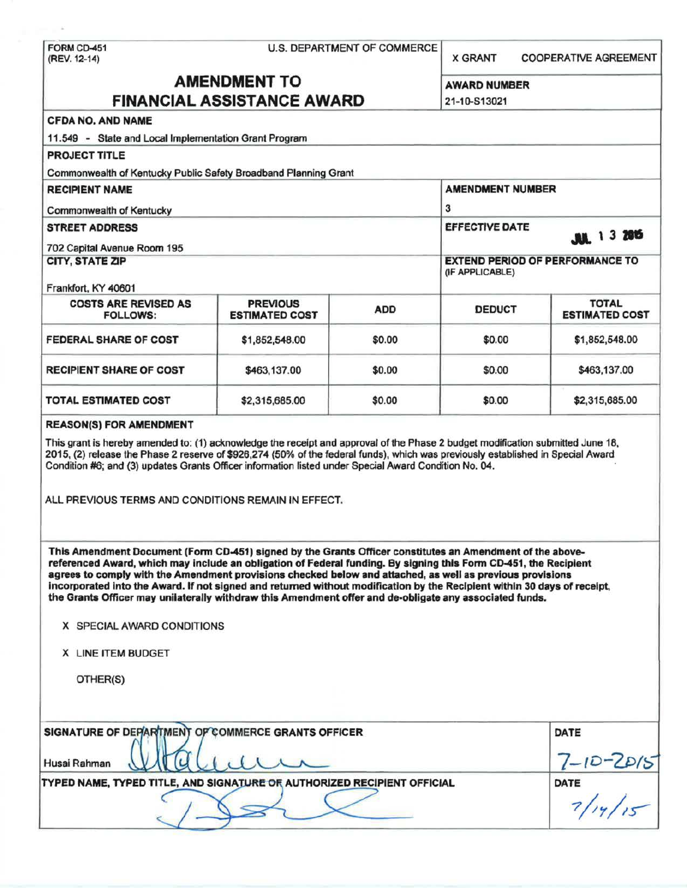FORM CD-451
(REV. 12-14)

U.S. DEPARTMENT OF COMMERCE

X GRANT    COOPERATIVE AGREEMENT

# AMENDMENT TO FINANCIAL ASSISTANCE AWARD

**AWARD NUMBER**
21-10-S13021

**CFDA NO. AND NAME**
11.549 - State and Local Implementation Grant Program

**PROJECT TITLE**
Commonwealth of Kentucky Public Safety Broadband Planning Grant

**RECIPIENT NAME**
Commonwealth of Kentucky

**AMENDMENT NUMBER**
3

**STREET ADDRESS**
702 Capital Avenue Room 195

**EFFECTIVE DATE**
JUL 1 3 2015

**CITY, STATE ZIP**
Frankfort, KY 40601

**EXTEND PERIOD OF PERFORMANCE TO (IF APPLICABLE)**

| COSTS ARE REVISED AS FOLLOWS: | PREVIOUS ESTIMATED COST | ADD | DEDUCT | TOTAL ESTIMATED COST |
|---|---|---|---|---|
| FEDERAL SHARE OF COST | $1,852,548.00 | $0.00 | $0.00 | $1,852,548.00 |
| RECIPIENT SHARE OF COST | $463,137.00 | $0.00 | $0.00 | $463,137.00 |
| TOTAL ESTIMATED COST | $2,315,685.00 | $0.00 | $0.00 | $2,315,685.00 |

**REASON(S) FOR AMENDMENT**

This grant is hereby amended to: (1) acknowledge the receipt and approval of the Phase 2 budget modification submitted June 18, 2015, (2) release the Phase 2 reserve of $926,274 (50% of the federal funds), which was previously established in Special Award Condition #6; and (3) updates Grants Officer information listed under Special Award Condition No. 04.

ALL PREVIOUS TERMS AND CONDITIONS REMAIN IN EFFECT.

**This Amendment Document (Form CD-451) signed by the Grants Officer constitutes an Amendment of the above-referenced Award, which may include an obligation of Federal funding. By signing this Form CD-451, the Recipient agrees to comply with the Amendment provisions checked below and attached, as well as previous provisions incorporated into the Award. If not signed and returned without modification by the Recipient within 30 days of receipt, the Grants Officer may unilaterally withdraw this Amendment offer and de-obligate any associated funds.**

X SPECIAL AWARD CONDITIONS

X LINE ITEM BUDGET

OTHER(S)

**SIGNATURE OF DEPARTMENT OF COMMERCE GRANTS OFFICER**
Husai Rahman

**DATE**
7-10-2015

**TYPED NAME, TYPED TITLE, AND SIGNATURE OF AUTHORIZED RECIPIENT OFFICIAL**

**DATE**
7/14/15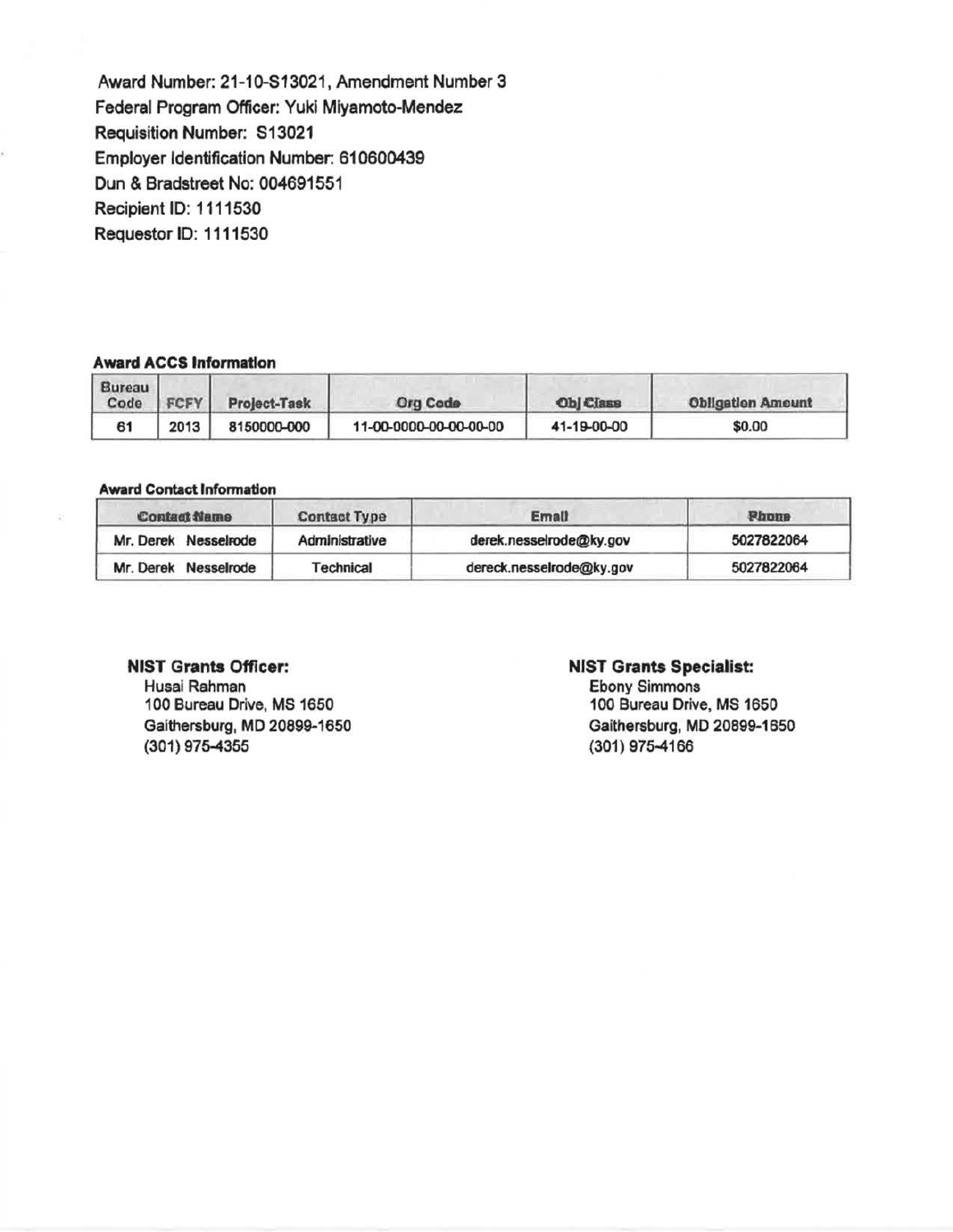Award Number: 21-10-S13021, Amendment Number 3
Federal Program Officer: Yuki Miyamoto-Mendez
Requisition Number: S13021
Employer Identification Number: 610600439
Dun & Bradstreet No: 004691551
Recipient ID: 1111530
Requestor ID: 1111530

**Award ACCS Information**

| Bureau Code | FCFY | Project-Task | Org Code | Obj Class | Obligation Amount |
|---|---|---|---|---|---|
| 61 | 2013 | 8150000-000 | 11-00-0000-00-00-00-00 | 41-19-00-00 | $0.00 |

**Award Contact Information**

| Contact Name | Contact Type | Email | Phone |
|---|---|---|---|
| Mr. Derek Nesselrode | Administrative | derek.nesselrode@ky.gov | 5027822064 |
| Mr. Derek Nesselrode | Technical | dereck.nesselrode@ky.gov | 5027822064 |

**NIST Grants Officer:**
Husai Rahman
100 Bureau Drive, MS 1650
Gaithersburg, MD 20899-1650
(301) 975-4355

**NIST Grants Specialist:**
Ebony Simmons
100 Bureau Drive, MS 1650
Gaithersburg, MD 20899-1650
(301) 975-4166